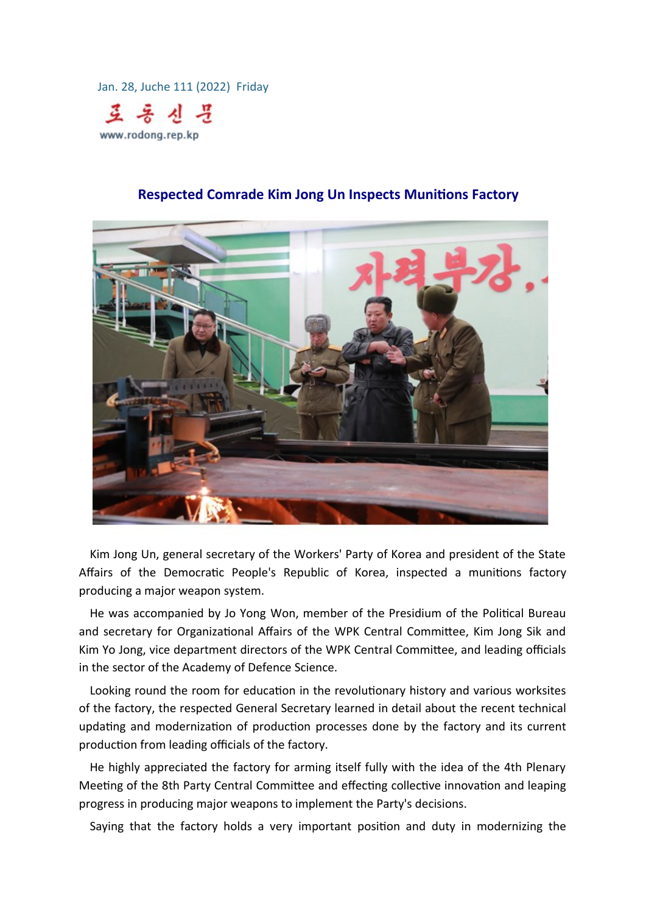Jan. 28, Juche 111 (2022) Friday

로동신문

www.rodong.rep.kp

## Respected Comrade Kim Jong Un Inspects Munitions Factory

Kim Jong Un, general secretary of the Workers' Party of Korea and president of the State Affairs of the Democratic People's Republic of Korea, inspected a munitions factory producing a major weapon system.

He was accompanied by Jo Yong Won, member of the Presidium of the Political Bureau and secretary for Organizational Affairs of the WPK Central Committee, Kim Jong Sik and Kim Yo Jong, vice department directors of the WPK Central Committee, and leading officials in the sector of the Academy of Defence Science.

Looking round the room for education in the revolutionary history and various worksites of the factory, the respected General Secretary learned in detail about the recent technical updating and modernization of production processes done by the factory and its current production from leading officials of the factory.

He highly appreciated the factory for arming itself fully with the idea of the 4th Plenary Meeting of the 8th Party Central Committee and effecting collective innovation and leaping progress in producing major weapons to implement the Party's decisions.

Saying that the factory holds a very important position and duty in modernizing the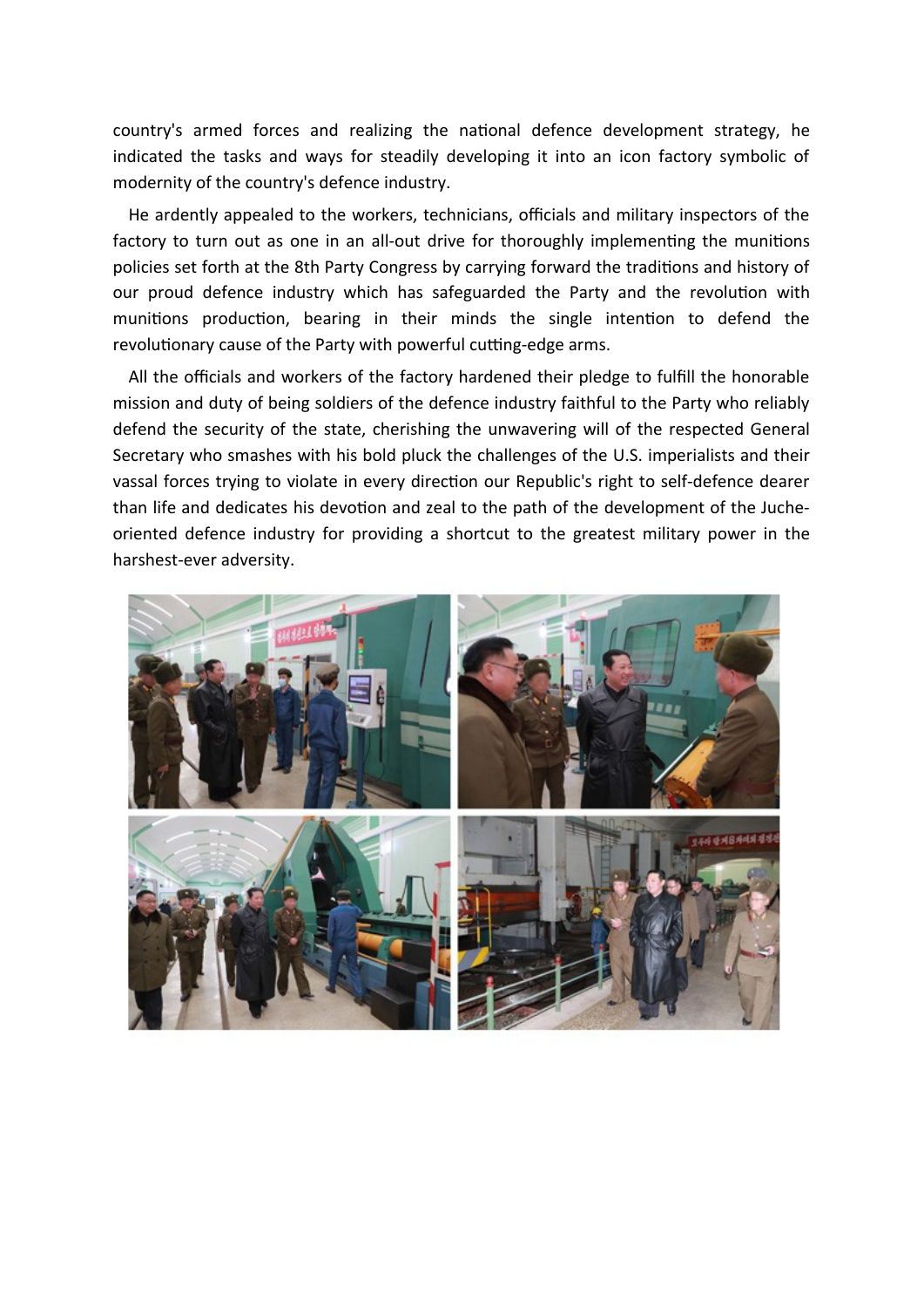country's armed forces and realizing the national defence development strategy, he indicated the tasks and ways for steadily developing it into an icon factory symbolic of modernity of the country's defence industry.

He ardently appealed to the workers, technicians, officials and military inspectors of the factory to turn out as one in an all-out drive for thoroughly implementing the munitions policies set forth at the 8th Party Congress by carrying forward the traditions and history of our proud defence industry which has safeguarded the Party and the revolution with munitions production, bearing in their minds the single intention to defend the revolutionary cause of the Party with powerful cutting-edge arms.

All the officials and workers of the factory hardened their pledge to fulfill the honorable mission and duty of being soldiers of the defence industry faithful to the Party who reliably defend the security of the state, cherishing the unwavering will of the respected General Secretary who smashes with his bold pluck the challenges of the U.S. imperialists and their vassal forces trying to violate in every direction our Republic's right to self-defence dearer than life and dedicates his devotion and zeal to the path of the development of the Juche-oriented defence industry for providing a shortcut to the greatest military power in the harshest-ever adversity.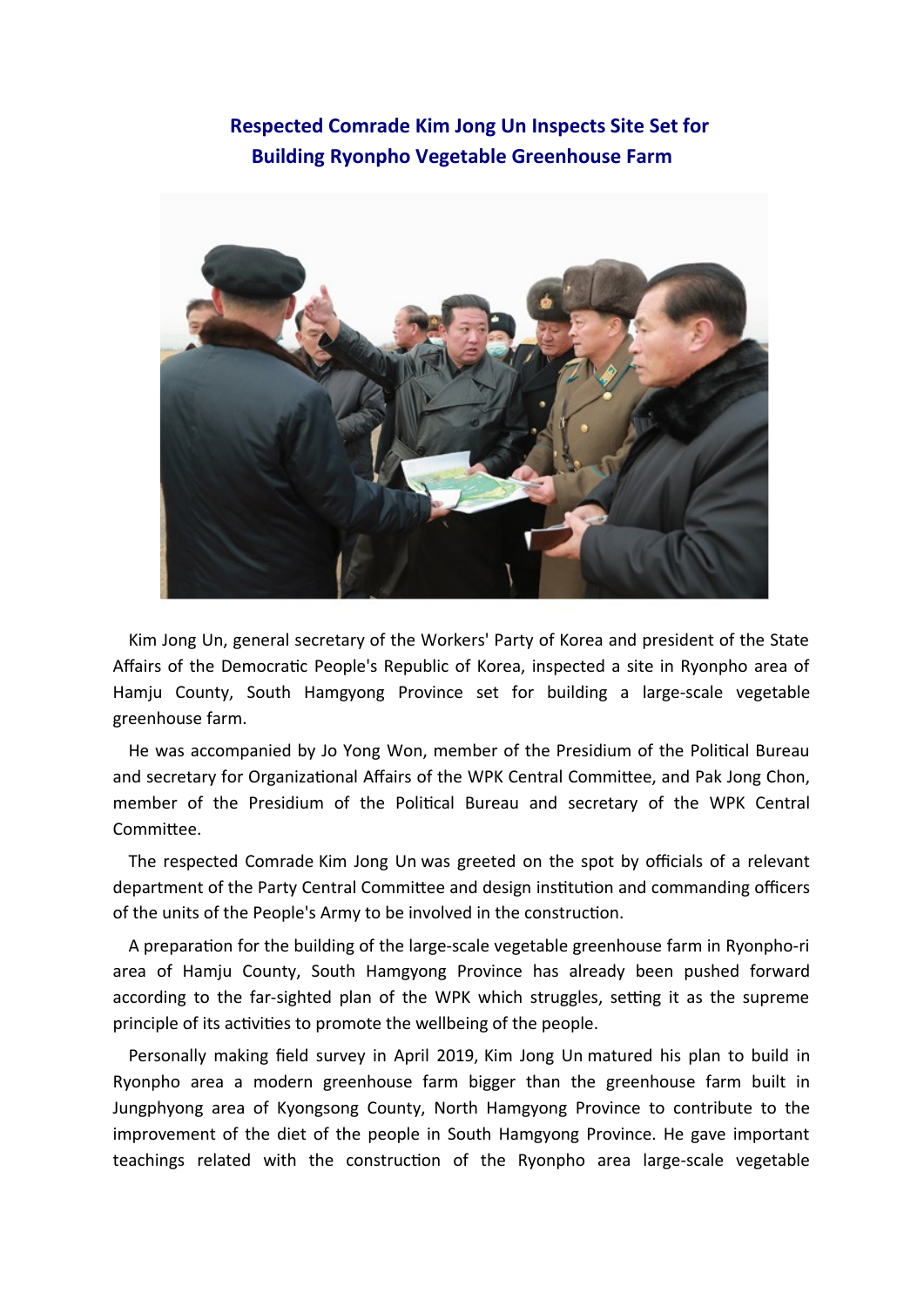## Respected Comrade Kim Jong Un Inspects Site Set for Building Ryonpho Vegetable Greenhouse Farm

Kim Jong Un, general secretary of the Workers' Party of Korea and president of the State Affairs of the Democratic People's Republic of Korea, inspected a site in Ryonpho area of Hamju County, South Hamgyong Province set for building a large-scale vegetable greenhouse farm.

He was accompanied by Jo Yong Won, member of the Presidium of the Political Bureau and secretary for Organizational Affairs of the WPK Central Committee, and Pak Jong Chon, member of the Presidium of the Political Bureau and secretary of the WPK Central Committee.

The respected Comrade Kim Jong Un was greeted on the spot by officials of a relevant department of the Party Central Committee and design institution and commanding officers of the units of the People's Army to be involved in the construction.

A preparation for the building of the large-scale vegetable greenhouse farm in Ryonpho-ri area of Hamju County, South Hamgyong Province has already been pushed forward according to the far-sighted plan of the WPK which struggles, setting it as the supreme principle of its activities to promote the wellbeing of the people.

Personally making field survey in April 2019, Kim Jong Un matured his plan to build in Ryonpho area a modern greenhouse farm bigger than the greenhouse farm built in Jungphyong area of Kyongsong County, North Hamgyong Province to contribute to the improvement of the diet of the people in South Hamgyong Province. He gave important teachings related with the construction of the Ryonpho area large-scale vegetable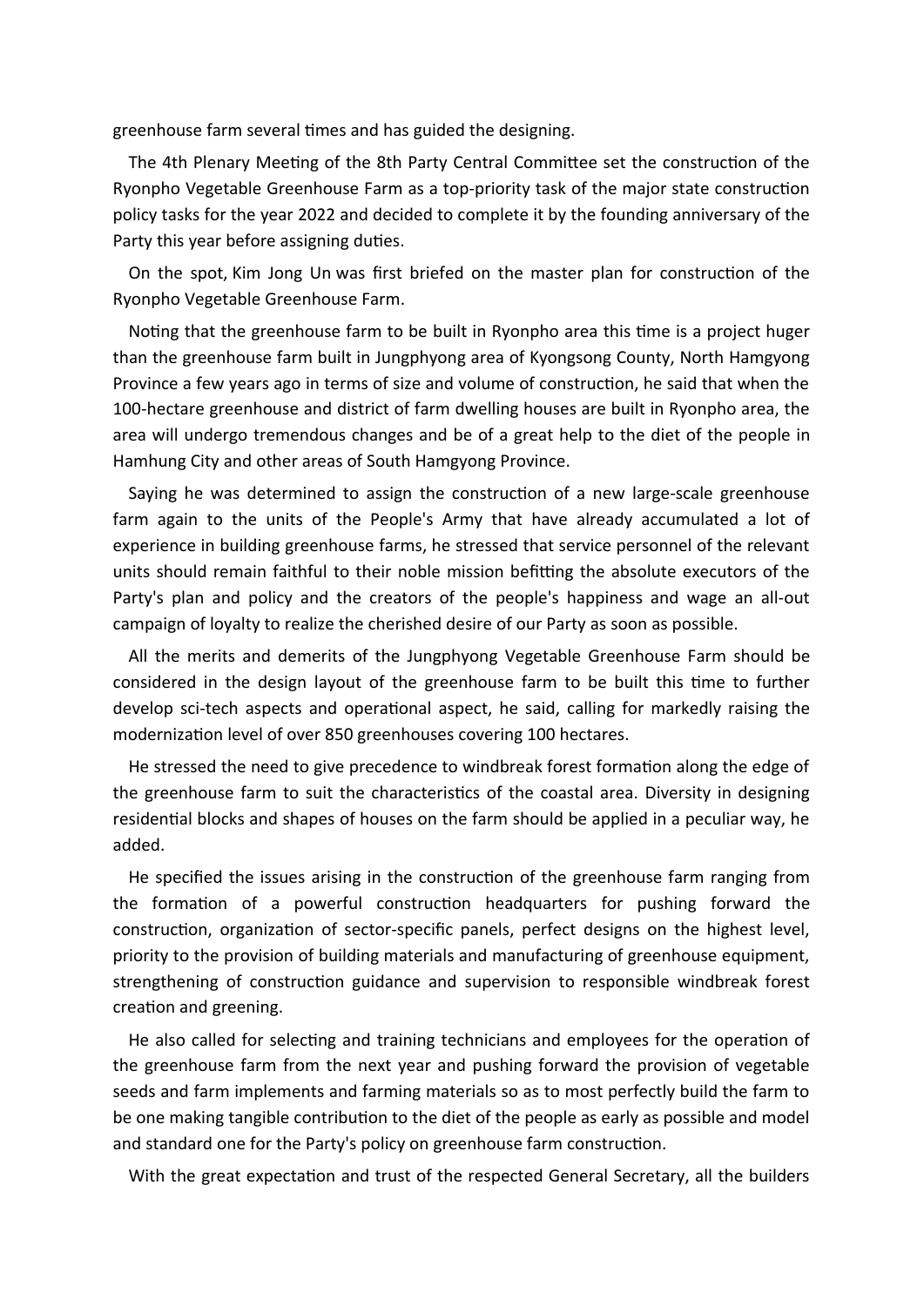greenhouse farm several times and has guided the designing.

The 4th Plenary Meeting of the 8th Party Central Committee set the construction of the Ryonpho Vegetable Greenhouse Farm as a top-priority task of the major state construction policy tasks for the year 2022 and decided to complete it by the founding anniversary of the Party this year before assigning duties.

On the spot, Kim Jong Un was first briefed on the master plan for construction of the Ryonpho Vegetable Greenhouse Farm.

Noting that the greenhouse farm to be built in Ryonpho area this time is a project huger than the greenhouse farm built in Jungphyong area of Kyongsong County, North Hamgyong Province a few years ago in terms of size and volume of construction, he said that when the 100-hectare greenhouse and district of farm dwelling houses are built in Ryonpho area, the area will undergo tremendous changes and be of a great help to the diet of the people in Hamhung City and other areas of South Hamgyong Province.

Saying he was determined to assign the construction of a new large-scale greenhouse farm again to the units of the People's Army that have already accumulated a lot of experience in building greenhouse farms, he stressed that service personnel of the relevant units should remain faithful to their noble mission befitting the absolute executors of the Party's plan and policy and the creators of the people's happiness and wage an all-out campaign of loyalty to realize the cherished desire of our Party as soon as possible.

All the merits and demerits of the Jungphyong Vegetable Greenhouse Farm should be considered in the design layout of the greenhouse farm to be built this time to further develop sci-tech aspects and operational aspect, he said, calling for markedly raising the modernization level of over 850 greenhouses covering 100 hectares.

He stressed the need to give precedence to windbreak forest formation along the edge of the greenhouse farm to suit the characteristics of the coastal area. Diversity in designing residential blocks and shapes of houses on the farm should be applied in a peculiar way, he added.

He specified the issues arising in the construction of the greenhouse farm ranging from the formation of a powerful construction headquarters for pushing forward the construction, organization of sector-specific panels, perfect designs on the highest level, priority to the provision of building materials and manufacturing of greenhouse equipment, strengthening of construction guidance and supervision to responsible windbreak forest creation and greening.

He also called for selecting and training technicians and employees for the operation of the greenhouse farm from the next year and pushing forward the provision of vegetable seeds and farm implements and farming materials so as to most perfectly build the farm to be one making tangible contribution to the diet of the people as early as possible and model and standard one for the Party's policy on greenhouse farm construction.

With the great expectation and trust of the respected General Secretary, all the builders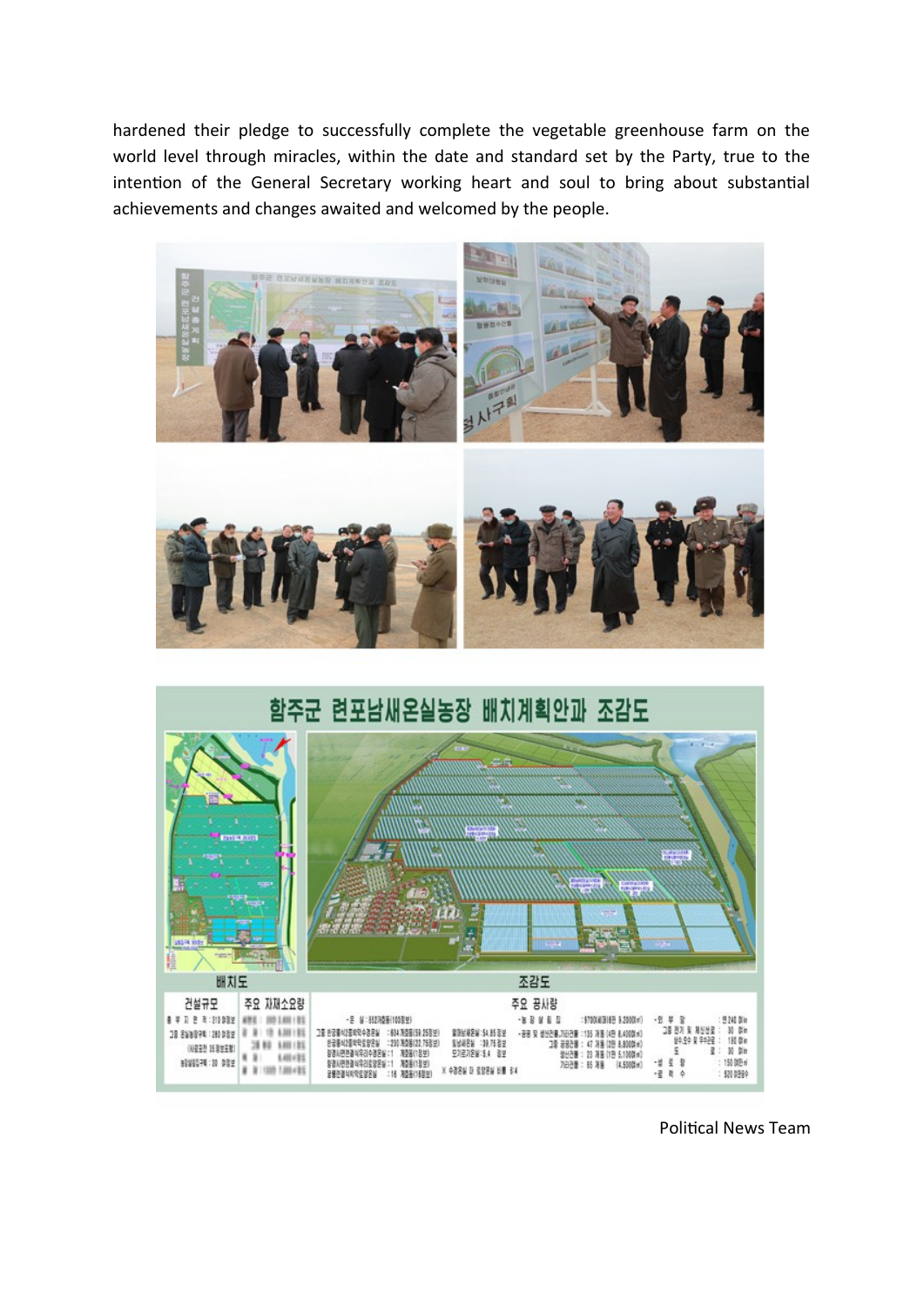hardened their pledge to successfully complete the vegetable greenhouse farm on the world level through miracles, within the date and standard set by the Party, true to the intention of the General Secretary working heart and soul to bring about substantial achievements and changes awaited and welcomed by the people.

Political News Team